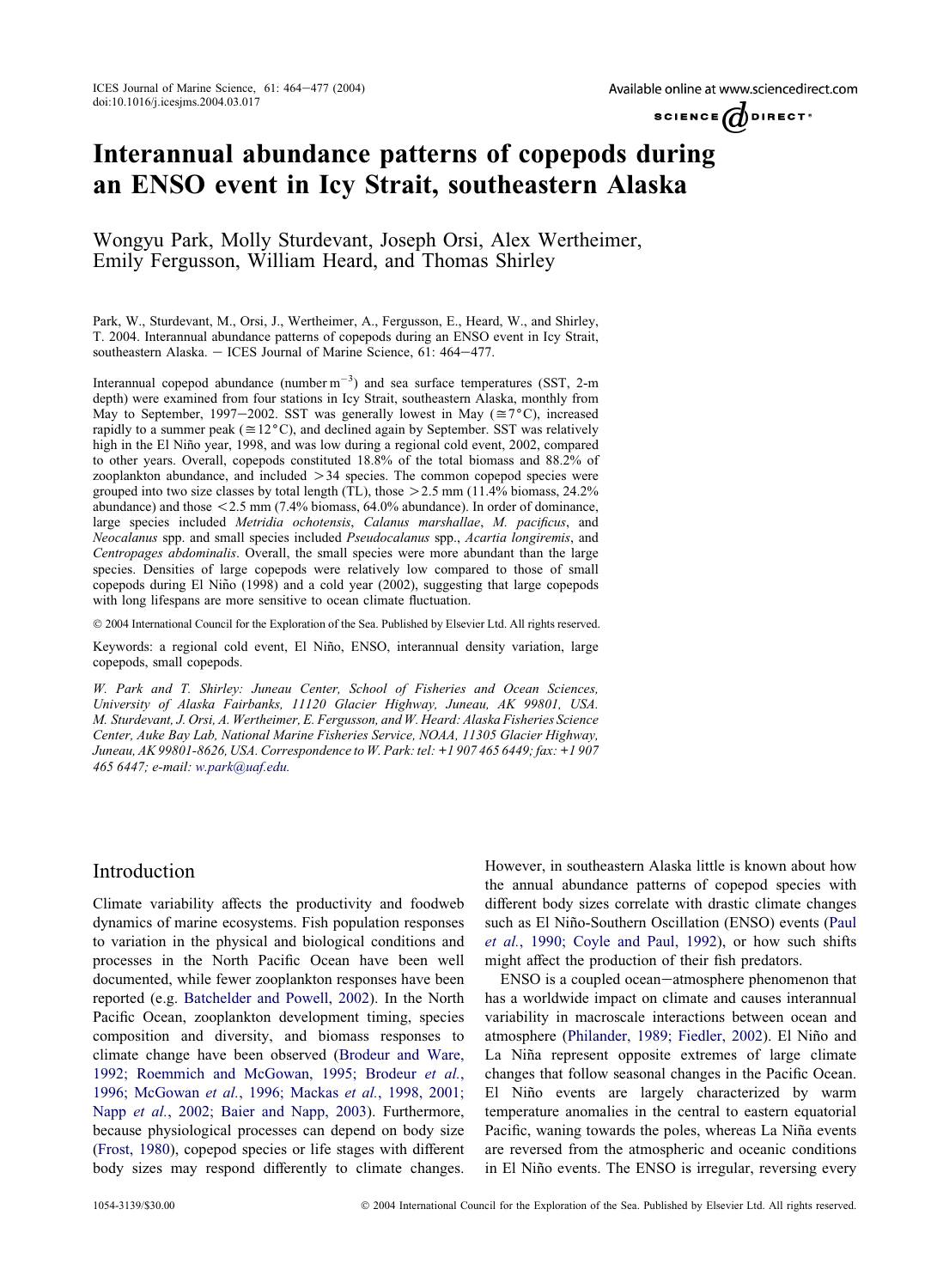# Interannual abundance patterns of copepods during an ENSO event in Icy Strait, southeastern Alaska

Wongyu Park, Molly Sturdevant, Joseph Orsi, Alex Wertheimer, Emily Fergusson, William Heard, and Thomas Shirley

Park, W., Sturdevant, M., Orsi, J., Wertheimer, A., Fergusson, E., Heard, W., and Shirley, T. 2004. Interannual abundance patterns of copepods during an ENSO event in Icy Strait, southeastern Alaska. – ICES Journal of Marine Science, 61: 464–477.

Interannual copepod abundance (number $m^{-3}$) and sea surface temperatures (SST, 2-m depth) were examined from four stations in Icy Strait, southeastern Alaska, monthly from May to September, 1997–2002. SST was generally lowest in May ($\cong 7°C$), increased rapidly to a summer peak ($\cong 12°C$), and declined again by September. SST was relatively high in the El Niño year, 1998, and was low during a regional cold event, 2002, compared to other years. Overall, copepods constituted 18.8% of the total biomass and 88.2% of zooplankton abundance, and included >34 species. The common copepod species were grouped into two size classes by total length (TL), those >2.5 mm (11.4% biomass, 24.2% abundance) and those <2.5 mm (7.4% biomass, 64.0% abundance). In order of dominance, large species included *Metridia ochotensis*, *Calanus marshallae*, *M. pacificus*, and *Neocalanus* spp. and small species included *Pseudocalanus* spp., *Acartia longiremis*, and *Centropages abdominalis*. Overall, the small species were more abundant than the large species. Densities of large copepods were relatively low compared to those of small copepods during El Niño (1998) and a cold year (2002), suggesting that large copepods with long lifespans are more sensitive to ocean climate fluctuation.

© 2004 International Council for the Exploration of the Sea. Published by Elsevier Ltd. All rights reserved.

Keywords: a regional cold event, El Niño, ENSO, interannual density variation, large copepods, small copepods.

*W. Park and T. Shirley: Juneau Center, School of Fisheries and Ocean Sciences, University of Alaska Fairbanks, 11120 Glacier Highway, Juneau, AK 99801, USA. M. Sturdevant, J. Orsi, A. Wertheimer, E. Fergusson, and W. Heard: Alaska Fisheries Science Center, Auke Bay Lab, National Marine Fisheries Service, NOAA, 11305 Glacier Highway, Juneau, AK 99801-8626, USA. Correspondence to W. Park: tel: +1 907 465 6449; fax: +1 907 465 6447; e-mail: w.park@uaf.edu.*

## Introduction

Climate variability affects the productivity and foodweb dynamics of marine ecosystems. Fish population responses to variation in the physical and biological conditions and processes in the North Pacific Ocean have been well documented, while fewer zooplankton responses have been reported (e.g. Batchelder and Powell, 2002). In the North Pacific Ocean, zooplankton development timing, species composition and diversity, and biomass responses to climate change have been observed (Brodeur and Ware, 1992; Roemmich and McGowan, 1995; Brodeur *et al.*, 1996; McGowan *et al.*, 1996; Mackas *et al.*, 1998, 2001; Napp *et al.*, 2002; Baier and Napp, 2003). Furthermore, because physiological processes can depend on body size (Frost, 1980), copepod species or life stages with different body sizes may respond differently to climate changes. However, in southeastern Alaska little is known about how the annual abundance patterns of copepod species with different body sizes correlate with drastic climate changes such as El Niño-Southern Oscillation (ENSO) events (Paul *et al.*, 1990; Coyle and Paul, 1992), or how such shifts might affect the production of their fish predators.

ENSO is a coupled ocean–atmosphere phenomenon that has a worldwide impact on climate and causes interannual variability in macroscale interactions between ocean and atmosphere (Philander, 1989; Fiedler, 2002). El Niño and La Niña represent opposite extremes of large climate changes that follow seasonal changes in the Pacific Ocean. El Niño events are largely characterized by warm temperature anomalies in the central to eastern equatorial Pacific, waning towards the poles, whereas La Niña events are reversed from the atmospheric and oceanic conditions in El Niño events. The ENSO is irregular, reversing every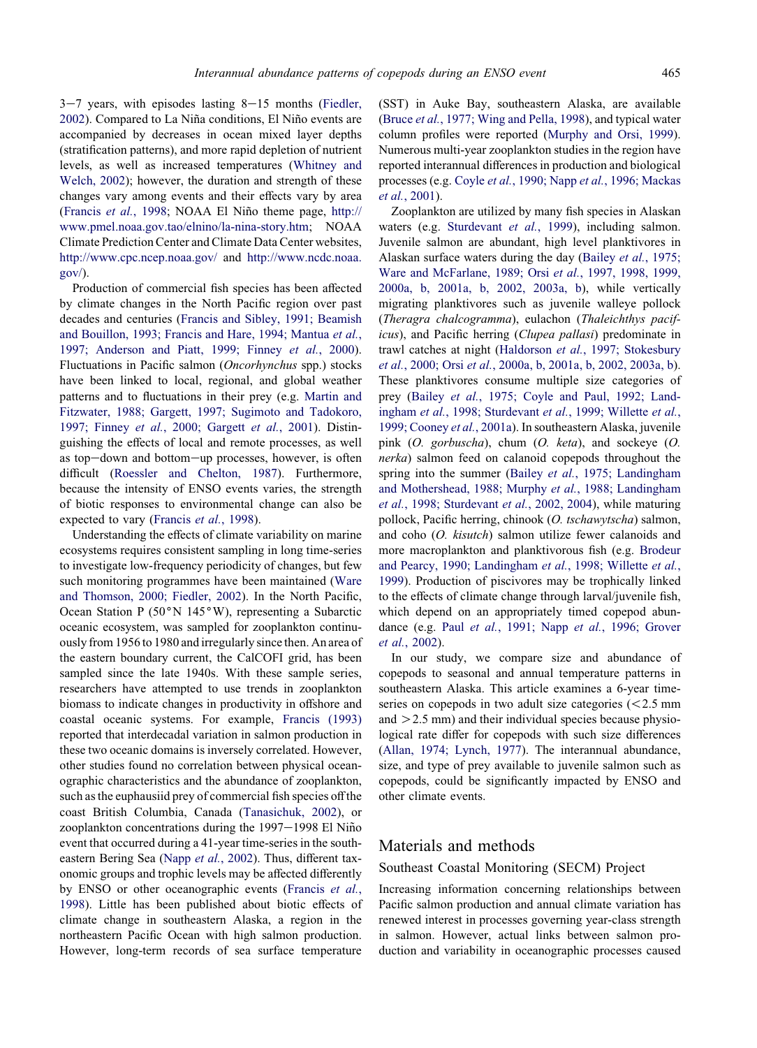3–7 years, with episodes lasting 8–15 months (Fiedler, 2002). Compared to La Niña conditions, El Niño events are accompanied by decreases in ocean mixed layer depths (stratification patterns), and more rapid depletion of nutrient levels, as well as increased temperatures (Whitney and Welch, 2002); however, the duration and strength of these changes vary among events and their effects vary by area (Francis *et al.*, 1998; NOAA El Niño theme page, http://www.pmel.noaa.gov.tao/elnino/la-nina-story.htm; NOAA Climate Prediction Center and Climate Data Center websites, http://www.cpc.ncep.noaa.gov/ and http://www.ncdc.noaa.gov/).

Production of commercial fish species has been affected by climate changes in the North Pacific region over past decades and centuries (Francis and Sibley, 1991; Beamish and Bouillon, 1993; Francis and Hare, 1994; Mantua *et al.*, 1997; Anderson and Piatt, 1999; Finney *et al.*, 2000). Fluctuations in Pacific salmon (*Oncorhynchus* spp.) stocks have been linked to local, regional, and global weather patterns and to fluctuations in their prey (e.g. Martin and Fitzwater, 1988; Gargett, 1997; Sugimoto and Tadokoro, 1997; Finney *et al.*, 2000; Gargett *et al.*, 2001). Distinguishing the effects of local and remote processes, as well as top–down and bottom–up processes, however, is often difficult (Roessler and Chelton, 1987). Furthermore, because the intensity of ENSO events varies, the strength of biotic responses to environmental change can also be expected to vary (Francis *et al.*, 1998).

Understanding the effects of climate variability on marine ecosystems requires consistent sampling in long time-series to investigate low-frequency periodicity of changes, but few such monitoring programmes have been maintained (Ware and Thomson, 2000; Fiedler, 2002). In the North Pacific, Ocean Station P (50°N 145°W), representing a Subarctic oceanic ecosystem, was sampled for zooplankton continuously from 1956 to 1980 and irregularly since then. An area of the eastern boundary current, the CalCOFI grid, has been sampled since the late 1940s. With these sample series, researchers have attempted to use trends in zooplankton biomass to indicate changes in productivity in offshore and coastal oceanic systems. For example, Francis (1993) reported that interdecadal variation in salmon production in these two oceanic domains is inversely correlated. However, other studies found no correlation between physical oceanographic characteristics and the abundance of zooplankton, such as the euphausiid prey of commercial fish species off the coast British Columbia, Canada (Tanasichuk, 2002), or zooplankton concentrations during the 1997–1998 El Niño event that occurred during a 41-year time-series in the southeastern Bering Sea (Napp *et al.*, 2002). Thus, different taxonomic groups and trophic levels may be affected differently by ENSO or other oceanographic events (Francis *et al.*, 1998). Little has been published about biotic effects of climate change in southeastern Alaska, a region in the northeastern Pacific Ocean with high salmon production. However, long-term records of sea surface temperature (SST) in Auke Bay, southeastern Alaska, are available (Bruce *et al.*, 1977; Wing and Pella, 1998), and typical water column profiles were reported (Murphy and Orsi, 1999). Numerous multi-year zooplankton studies in the region have reported interannual differences in production and biological processes (e.g. Coyle *et al.*, 1990; Napp *et al.*, 1996; Mackas *et al.*, 2001).

Zooplankton are utilized by many fish species in Alaskan waters (e.g. Sturdevant *et al.*, 1999), including salmon. Juvenile salmon are abundant, high level planktivores in Alaskan surface waters during the day (Bailey *et al.*, 1975; Ware and McFarlane, 1989; Orsi *et al.*, 1997, 1998, 1999, 2000a, b, 2001a, b, 2002, 2003a, b), while vertically migrating planktivores such as juvenile walleye pollock (*Theragra chalcogramma*), eulachon (*Thaleichthys pacificus*), and Pacific herring (*Clupea pallasi*) predominate in trawl catches at night (Haldorson *et al.*, 1997; Stokesbury *et al.*, 2000; Orsi *et al.*, 2000a, b, 2001a, b, 2002, 2003a, b). These planktivores consume multiple size categories of prey (Bailey *et al.*, 1975; Coyle and Paul, 1992; Landingham *et al.*, 1998; Sturdevant *et al.*, 1999; Willette *et al.*, 1999; Cooney *et al.*, 2001a). In southeastern Alaska, juvenile pink (*O. gorbuscha*), chum (*O. keta*), and sockeye (*O. nerka*) salmon feed on calanoid copepods throughout the spring into the summer (Bailey *et al.*, 1975; Landingham and Mothershead, 1988; Murphy *et al.*, 1988; Landingham *et al.*, 1998; Sturdevant *et al.*, 2002, 2004), while maturing pollock, Pacific herring, chinook (*O. tschawytscha*) salmon, and coho (*O. kisutch*) salmon utilize fewer calanoids and more macroplankton and planktivorous fish (e.g. Brodeur and Pearcy, 1990; Landingham *et al.*, 1998; Willette *et al.*, 1999). Production of piscivores may be trophically linked to the effects of climate change through larval/juvenile fish, which depend on an appropriately timed copepod abundance (e.g. Paul *et al.*, 1991; Napp *et al.*, 1996; Grover *et al.*, 2002).

In our study, we compare size and abundance of copepods to seasonal and annual temperature patterns in southeastern Alaska. This article examines a 6-year time-series on copepods in two adult size categories (<2.5 mm and >2.5 mm) and their individual species because physiological rate differ for copepods with such size differences (Allan, 1974; Lynch, 1977). The interannual abundance, size, and type of prey available to juvenile salmon such as copepods, could be significantly impacted by ENSO and other climate events.

## Materials and methods

### Southeast Coastal Monitoring (SECM) Project

Increasing information concerning relationships between Pacific salmon production and annual climate variation has renewed interest in processes governing year-class strength in salmon. However, actual links between salmon production and variability in oceanographic processes caused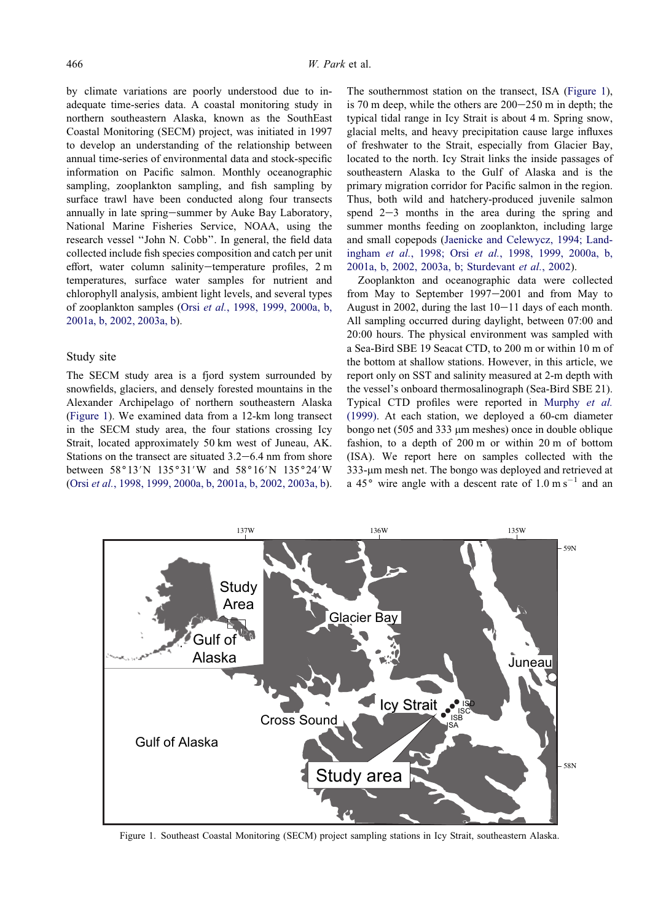by climate variations are poorly understood due to inadequate time-series data. A coastal monitoring study in northern southeastern Alaska, known as the SouthEast Coastal Monitoring (SECM) project, was initiated in 1997 to develop an understanding of the relationship between annual time-series of environmental data and stock-specific information on Pacific salmon. Monthly oceanographic sampling, zooplankton sampling, and fish sampling by surface trawl have been conducted along four transects annually in late spring–summer by Auke Bay Laboratory, National Marine Fisheries Service, NOAA, using the research vessel "John N. Cobb". In general, the field data collected include fish species composition and catch per unit effort, water column salinity–temperature profiles, 2 m temperatures, surface water samples for nutrient and chlorophyll analysis, ambient light levels, and several types of zooplankton samples (Orsi *et al.*, 1998, 1999, 2000a, b, 2001a, b, 2002, 2003a, b).

## Study site

The SECM study area is a fjord system surrounded by snowfields, glaciers, and densely forested mountains in the Alexander Archipelago of northern southeastern Alaska (Figure 1). We examined data from a 12-km long transect in the SECM study area, the four stations crossing Icy Strait, located approximately 50 km west of Juneau, AK. Stations on the transect are situated 3.2–6.4 nm from shore between 58°13′N 135°31′W and 58°16′N 135°24′W (Orsi *et al.*, 1998, 1999, 2000a, b, 2001a, b, 2002, 2003a, b). The southernmost station on the transect, ISA (Figure 1), is 70 m deep, while the others are 200–250 m in depth; the typical tidal range in Icy Strait is about 4 m. Spring snow, glacial melts, and heavy precipitation cause large influxes of freshwater to the Strait, especially from Glacier Bay, located to the north. Icy Strait links the inside passages of southeastern Alaska to the Gulf of Alaska and is the primary migration corridor for Pacific salmon in the region. Thus, both wild and hatchery-produced juvenile salmon spend 2–3 months in the area during the spring and summer months feeding on zooplankton, including large and small copepods (Jaenicke and Celewycz, 1994; Landingham *et al.*, 1998; Orsi *et al.*, 1998, 1999, 2000a, b, 2001a, b, 2002, 2003a, b; Sturdevant *et al.*, 2002).

Zooplankton and oceanographic data were collected from May to September 1997–2001 and from May to August in 2002, during the last 10–11 days of each month. All sampling occurred during daylight, between 07:00 and 20:00 hours. The physical environment was sampled with a Sea-Bird SBE 19 Seacat CTD, to 200 m or within 10 m of the bottom at shallow stations. However, in this article, we report only on SST and salinity measured at 2-m depth with the vessel's onboard thermosalinograph (Sea-Bird SBE 21). Typical CTD profiles were reported in Murphy *et al.* (1999). At each station, we deployed a 60-cm diameter bongo net (505 and 333 μm meshes) once in double oblique fashion, to a depth of 200 m or within 20 m of bottom (ISA). We report here on samples collected with the 333-μm mesh net. The bongo was deployed and retrieved at a 45° wire angle with a descent rate of 1.0 m s$^{-1}$ and an

Figure 1. Southeast Coastal Monitoring (SECM) project sampling stations in Icy Strait, southeastern Alaska.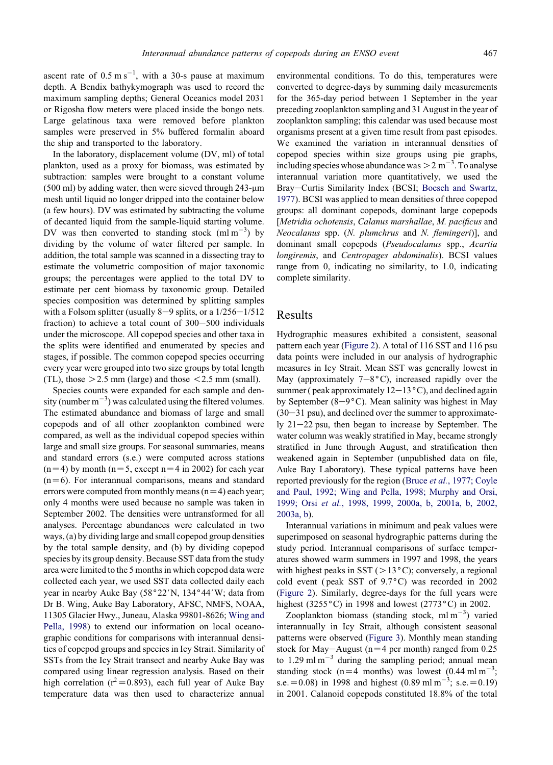ascent rate of $0.5 \text{ m s}^{-1}$, with a 30-s pause at maximum depth. A Bendix bathykymograph was used to record the maximum sampling depths; General Oceanics model 2031 or Rigosha flow meters were placed inside the bongo nets. Large gelatinous taxa were removed before plankton samples were preserved in 5% buffered formalin aboard the ship and transported to the laboratory.

In the laboratory, displacement volume (DV, ml) of total plankton, used as a proxy for biomass, was estimated by subtraction: samples were brought to a constant volume (500 ml) by adding water, then were sieved through 243-μm mesh until liquid no longer dripped into the container below (a few hours). DV was estimated by subtracting the volume of decanted liquid from the sample-liquid starting volume. DV was then converted to standing stock ($\text{ml m}^{-3}$) by dividing by the volume of water filtered per sample. In addition, the total sample was scanned in a dissecting tray to estimate the volumetric composition of major taxonomic groups; the percentages were applied to the total DV to estimate per cent biomass by taxonomic group. Detailed species composition was determined by splitting samples with a Folsom splitter (usually 8–9 splits, or a 1/256–1/512 fraction) to achieve a total count of 300–500 individuals under the microscope. All copepod species and other taxa in the splits were identified and enumerated by species and stages, if possible. The common copepod species occurring every year were grouped into two size groups by total length (TL), those >2.5 mm (large) and those <2.5 mm (small).

Species counts were expanded for each sample and density (number $\text{m}^{-3}$) was calculated using the filtered volumes. The estimated abundance and biomass of large and small copepods and of all other zooplankton combined were compared, as well as the individual copepod species within large and small size groups. For seasonal summaries, means and standard errors (s.e.) were computed across stations ($n=4$) by month ($n=5$, except $n=4$ in 2002) for each year ($n=6$). For interannual comparisons, means and standard errors were computed from monthly means ($n=4$) each year; only 4 months were used because no sample was taken in September 2002. The densities were untransformed for all analyses. Percentage abundances were calculated in two ways, (a) by dividing large and small copepod group densities by the total sample density, and (b) by dividing copepod species by its group density. Because SST data from the study area were limited to the 5 months in which copepod data were collected each year, we used SST data collected daily each year in nearby Auke Bay (58°22′N, 134°44′W; data from Dr B. Wing, Auke Bay Laboratory, AFSC, NMFS, NOAA, 11305 Glacier Hwy., Juneau, Alaska 99801-8626; Wing and Pella, 1998) to extend our information on local oceanographic conditions for comparisons with interannual densities of copepod groups and species in Icy Strait. Similarity of SSTs from the Icy Strait transect and nearby Auke Bay was compared using linear regression analysis. Based on their high correlation ($r^2=0.893$), each full year of Auke Bay temperature data was then used to characterize annual environmental conditions. To do this, temperatures were converted to degree-days by summing daily measurements for the 365-day period between 1 September in the year preceding zooplankton sampling and 31 August in the year of zooplankton sampling; this calendar was used because most organisms present at a given time result from past episodes. We examined the variation in interannual densities of copepod species within size groups using pie graphs, including species whose abundance was $>2 \text{ m}^{-3}$. To analyse interannual variation more quantitatively, we used the Bray–Curtis Similarity Index (BCSI; Boesch and Swartz, 1977). BCSI was applied to mean densities of three copepod groups: all dominant copepods, dominant large copepods [*Metridia ochotensis*, *Calanus marshallae*, *M. pacificus* and *Neocalanus* spp. (*N. plumchrus* and *N. flemingeri*)], and dominant small copepods (*Pseudocalanus* spp., *Acartia longiremis*, and *Centropages abdominalis*). BCSI values range from 0, indicating no similarity, to 1.0, indicating complete similarity.

## Results

Hydrographic measures exhibited a consistent, seasonal pattern each year (Figure 2). A total of 116 SST and 116 psu data points were included in our analysis of hydrographic measures in Icy Strait. Mean SST was generally lowest in May (approximately 7–8°C), increased rapidly over the summer ( peak approximately 12–13°C), and declined again by September (8–9°C). Mean salinity was highest in May (30–31 psu), and declined over the summer to approximately 21–22 psu, then began to increase by September. The water column was weakly stratified in May, became strongly stratified in June through August, and stratification then weakened again in September (unpublished data on file, Auke Bay Laboratory). These typical patterns have been reported previously for the region (Bruce *et al.*, 1977; Coyle and Paul, 1992; Wing and Pella, 1998; Murphy and Orsi, 1999; Orsi *et al.*, 1998, 1999, 2000a, b, 2001a, b, 2002, 2003a, b).

Interannual variations in minimum and peak values were superimposed on seasonal hydrographic patterns during the study period. Interannual comparisons of surface temperatures showed warm summers in 1997 and 1998, the years with highest peaks in SST (>13°C); conversely, a regional cold event ( peak SST of 9.7°C) was recorded in 2002 (Figure 2). Similarly, degree-days for the full years were highest (3255°C) in 1998 and lowest (2773°C) in 2002.

Zooplankton biomass (standing stock, $\text{ml m}^{-3}$) varied interannually in Icy Strait, although consistent seasonal patterns were observed (Figure 3). Monthly mean standing stock for May–August ($n=4$ per month) ranged from 0.25 to $1.29 \text{ ml m}^{-3}$ during the sampling period; annual mean standing stock ($n=4$ months) was lowest ($0.44 \text{ ml m}^{-3}$; s.e. $=0.08$) in 1998 and highest ($0.89 \text{ ml m}^{-3}$; s.e. $=0.19$) in 2001. Calanoid copepods constituted 18.8% of the total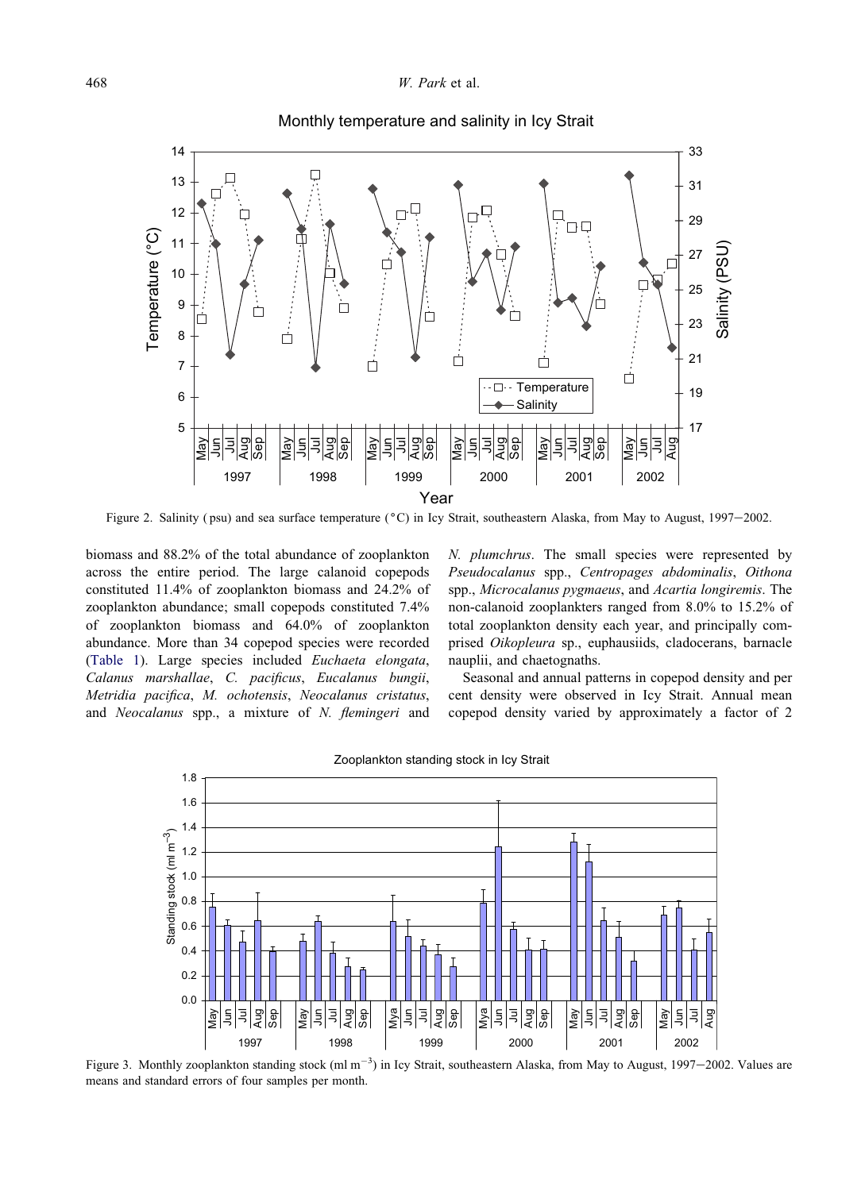Figure 2. Salinity (psu) and sea surface temperature (°C) in Icy Strait, southeastern Alaska, from May to August, 1997–2002.

biomass and 88.2% of the total abundance of zooplankton across the entire period. The large calanoid copepods constituted 11.4% of zooplankton biomass and 24.2% of zooplankton abundance; small copepods constituted 7.4% of zooplankton biomass and 64.0% of zooplankton abundance. More than 34 copepod species were recorded (Table 1). Large species included *Euchaeta elongata*, *Calanus marshallae*, *C. pacificus*, *Eucalanus bungii*, *Metridia pacifica*, *M. ochotensis*, *Neocalanus cristatus*, and *Neocalanus* spp., a mixture of *N. flemingeri* and *N. plumchrus*. The small species were represented by *Pseudocalanus* spp., *Centropages abdominalis*, *Oithona* spp., *Microcalanus pygmaeus*, and *Acartia longiremis*. The non-calanoid zooplankters ranged from 8.0% to 15.2% of total zooplankton density each year, and principally comprised *Oikopleura* sp., euphausiids, cladocerans, barnacle nauplii, and chaetognaths.

Seasonal and annual patterns in copepod density and per cent density were observed in Icy Strait. Annual mean copepod density varied by approximately a factor of 2

Figure 3. Monthly zooplankton standing stock (ml $m^{-3}$) in Icy Strait, southeastern Alaska, from May to August, 1997–2002. Values are means and standard errors of four samples per month.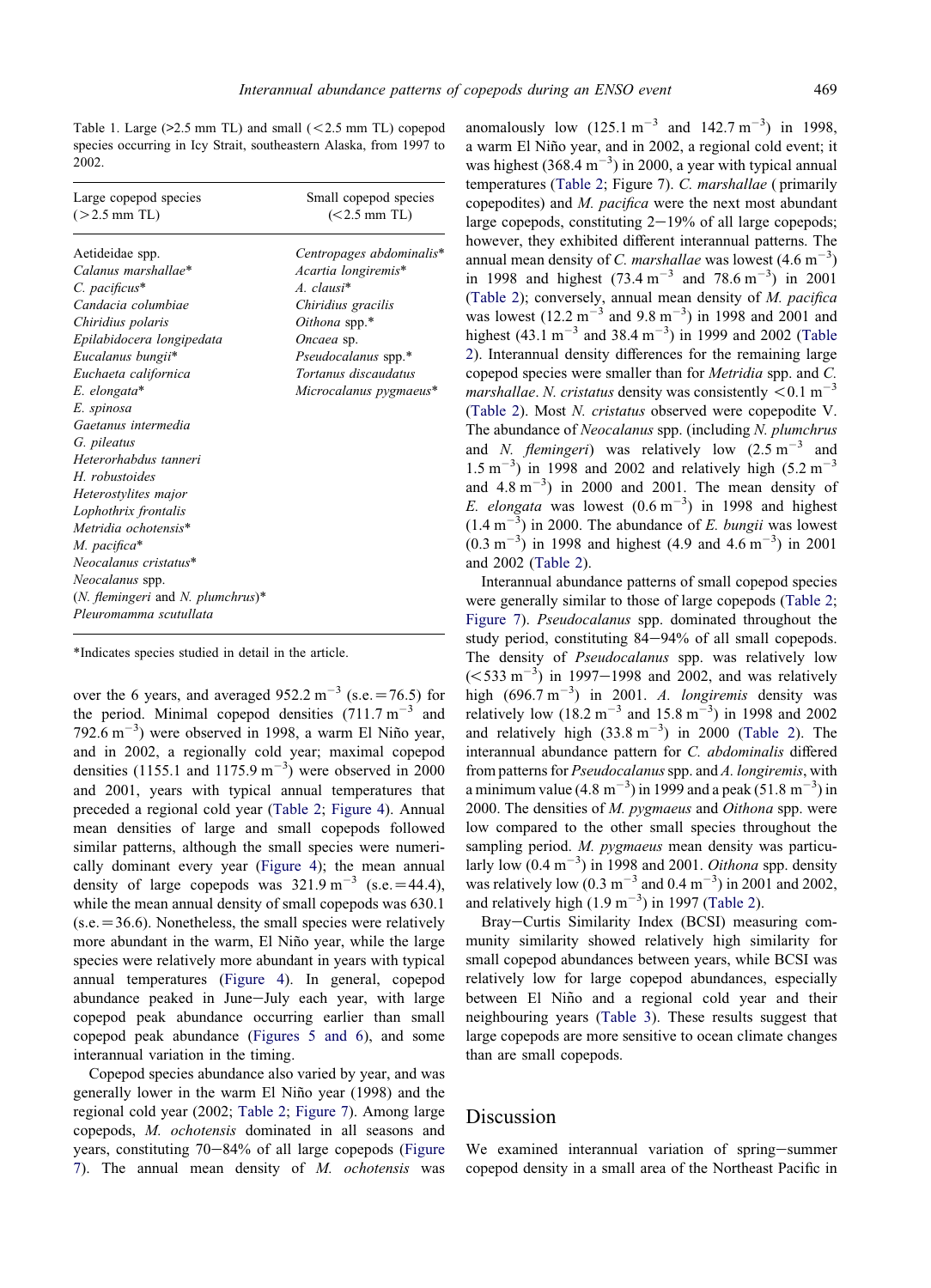Table 1. Large (>2.5 mm TL) and small (<2.5 mm TL) copepod species occurring in Icy Strait, southeastern Alaska, from 1997 to 2002.

| Large copepod species (>2.5 mm TL) | Small copepod species (<2.5 mm TL) |
|---|---|
| Aetideidae spp. | *Centropages abdominalis** |
| *Calanus marshallae** | *Acartia longiremis** |
| *C. pacificus** | *A. clausi** |
| *Candacia columbiae* | *Chiridius gracilis* |
| *Chiridius polaris* | *Oithona* spp.* |
| *Epilabidocera longipedata* | *Oncaea* sp. |
| *Eucalanus bungii** | *Pseudocalanus* spp.* |
| *Euchaeta californica* | *Tortanus discaudatus* |
| *E. elongata** | *Microcalanus pygmaeus** |
| *E. spinosa* | |
| *Gaetanus intermedia* | |
| *G. pileatus* | |
| *Heterorhabdus tanneri* | |
| *H. robustoides* | |
| *Heterostylites major* | |
| *Lophothrix frontalis* | |
| *Metridia ochotensis** | |
| *M. pacifica** | |
| *Neocalanus cristatus** | |
| *Neocalanus* spp. | |
| (*N. flemingeri* and *N. plumchrus*)* | |
| *Pleuromamma scutullata* | |

*Indicates species studied in detail in the article.

over the 6 years, and averaged 952.2 $m^{-3}$ (s.e. = 76.5) for the period. Minimal copepod densities (711.7 $m^{-3}$ and 792.6 $m^{-3}$) were observed in 1998, a warm El Niño year, and in 2002, a regionally cold year; maximal copepod densities (1155.1 and 1175.9 $m^{-3}$) were observed in 2000 and 2001, years with typical annual temperatures that preceded a regional cold year (Table 2; Figure 4). Annual mean densities of large and small copepods followed similar patterns, although the small species were numerically dominant every year (Figure 4); the mean annual density of large copepods was 321.9 $m^{-3}$ (s.e. = 44.4), while the mean annual density of small copepods was 630.1 (s.e. = 36.6). Nonetheless, the small species were relatively more abundant in the warm, El Niño year, while the large species were relatively more abundant in years with typical annual temperatures (Figure 4). In general, copepod abundance peaked in June–July each year, with large copepod peak abundance occurring earlier than small copepod peak abundance (Figures 5 and 6), and some interannual variation in the timing.

Copepod species abundance also varied by year, and was generally lower in the warm El Niño year (1998) and the regional cold year (2002; Table 2; Figure 7). Among large copepods, *M. ochotensis* dominated in all seasons and years, constituting 70–84% of all large copepods (Figure 7). The annual mean density of *M. ochotensis* was anomalously low (125.1 $m^{-3}$ and 142.7 $m^{-3}$) in 1998, a warm El Niño year, and in 2002, a regional cold event; it was highest (368.4 $m^{-3}$) in 2000, a year with typical annual temperatures (Table 2; Figure 7). *C. marshallae* (primarily copepodites) and *M. pacifica* were the next most abundant large copepods, constituting 2–19% of all large copepods; however, they exhibited different interannual patterns. The annual mean density of *C. marshallae* was lowest (4.6 $m^{-3}$) in 1998 and highest (73.4 $m^{-3}$ and 78.6 $m^{-3}$) in 2001 (Table 2); conversely, annual mean density of *M. pacifica* was lowest (12.2 $m^{-3}$ and 9.8 $m^{-3}$) in 1998 and 2001 and highest (43.1 $m^{-3}$ and 38.4 $m^{-3}$) in 1999 and 2002 (Table 2). Interannual density differences for the remaining large copepod species were smaller than for *Metridia* spp. and *C. marshallae*. *N. cristatus* density was consistently $<0.1$ $m^{-3}$ (Table 2). Most *N. cristatus* observed were copepodite V. The abundance of *Neocalanus* spp. (including *N. plumchrus* and *N. flemingeri*) was relatively low (2.5 $m^{-3}$ and 1.5 $m^{-3}$) in 1998 and 2002 and relatively high (5.2 $m^{-3}$ and 4.8 $m^{-3}$) in 2000 and 2001. The mean density of *E. elongata* was lowest (0.6 $m^{-3}$) in 1998 and highest (1.4 $m^{-3}$) in 2000. The abundance of *E. bungii* was lowest (0.3 $m^{-3}$) in 1998 and highest (4.9 and 4.6 $m^{-3}$) in 2001 and 2002 (Table 2).

Interannual abundance patterns of small copepod species were generally similar to those of large copepods (Table 2; Figure 7). *Pseudocalanus* spp. dominated throughout the study period, constituting 84–94% of all small copepods. The density of *Pseudocalanus* spp. was relatively low (<533 $m^{-3}$) in 1997–1998 and 2002, and was relatively high (696.7 $m^{-3}$) in 2001. *A. longiremis* density was relatively low (18.2 $m^{-3}$ and 15.8 $m^{-3}$) in 1998 and 2002 and relatively high (33.8 $m^{-3}$) in 2000 (Table 2). The interannual abundance pattern for *C. abdominalis* differed from patterns for *Pseudocalanus* spp. and *A. longiremis*, with a minimum value (4.8 $m^{-3}$) in 1999 and a peak (51.8 $m^{-3}$) in 2000. The densities of *M. pygmaeus* and *Oithona* spp. were low compared to the other small species throughout the sampling period. *M. pygmaeus* mean density was particularly low (0.4 $m^{-3}$) in 1998 and 2001. *Oithona* spp. density was relatively low (0.3 $m^{-3}$ and 0.4 $m^{-3}$) in 2001 and 2002, and relatively high (1.9 $m^{-3}$) in 1997 (Table 2).

Bray–Curtis Similarity Index (BCSI) measuring community similarity showed relatively high similarity for small copepod abundances between years, while BCSI was relatively low for large copepod abundances, especially between El Niño and a regional cold year and their neighbouring years (Table 3). These results suggest that large copepods are more sensitive to ocean climate changes than are small copepods.

## Discussion

We examined interannual variation of spring–summer copepod density in a small area of the Northeast Pacific in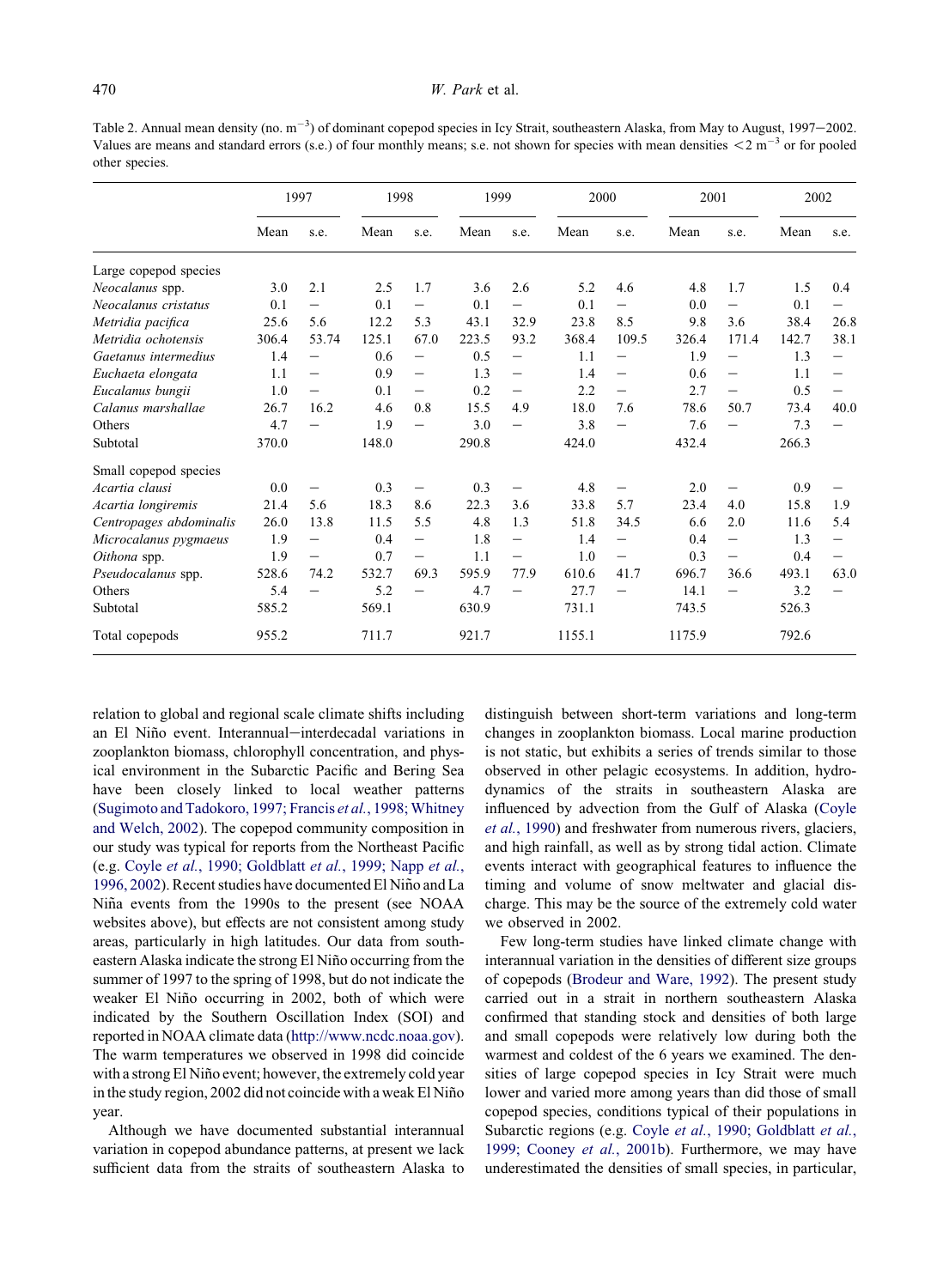Table 2. Annual mean density (no. $m^{-3}$) of dominant copepod species in Icy Strait, southeastern Alaska, from May to August, 1997–2002. Values are means and standard errors (s.e.) of four monthly means; s.e. not shown for species with mean densities $<2$ $m^{-3}$ or for pooled other species.

| | 1997 | | 1998 | | 1999 | | 2000 | | 2001 | | 2002 | |
|---|---|---|---|---|---|---|---|---|---|---|---|---|
| | Mean | s.e. | Mean | s.e. | Mean | s.e. | Mean | s.e. | Mean | s.e. | Mean | s.e. |
| Large copepod species | | | | | | | | | | | | |
| *Neocalanus* spp. | 3.0 | 2.1 | 2.5 | 1.7 | 3.6 | 2.6 | 5.2 | 4.6 | 4.8 | 1.7 | 1.5 | 0.4 |
| *Neocalanus cristatus* | 0.1 | – | 0.1 | – | 0.1 | – | 0.1 | – | 0.0 | – | 0.1 | – |
| *Metridia pacifica* | 25.6 | 5.6 | 12.2 | 5.3 | 43.1 | 32.9 | 23.8 | 8.5 | 9.8 | 3.6 | 38.4 | 26.8 |
| *Metridia ochotensis* | 306.4 | 53.74 | 125.1 | 67.0 | 223.5 | 93.2 | 368.4 | 109.5 | 326.4 | 171.4 | 142.7 | 38.1 |
| *Gaetanus intermedius* | 1.4 | – | 0.6 | – | 0.5 | – | 1.1 | – | 1.9 | – | 1.3 | – |
| *Euchaeta elongata* | 1.1 | – | 0.9 | – | 1.3 | – | 1.4 | – | 0.6 | – | 1.1 | – |
| *Eucalanus bungii* | 1.0 | – | 0.1 | – | 0.2 | – | 2.2 | – | 2.7 | – | 0.5 | – |
| *Calanus marshallae* | 26.7 | 16.2 | 4.6 | 0.8 | 15.5 | 4.9 | 18.0 | 7.6 | 78.6 | 50.7 | 73.4 | 40.0 |
| Others | 4.7 | – | 1.9 | – | 3.0 | – | 3.8 | – | 7.6 | – | 7.3 | – |
| Subtotal | 370.0 | | 148.0 | | 290.8 | | 424.0 | | 432.4 | | 266.3 | |
| Small copepod species | | | | | | | | | | | | |
| *Acartia clausi* | 0.0 | – | 0.3 | – | 0.3 | – | 4.8 | – | 2.0 | – | 0.9 | – |
| *Acartia longiremis* | 21.4 | 5.6 | 18.3 | 8.6 | 22.3 | 3.6 | 33.8 | 5.7 | 23.4 | 4.0 | 15.8 | 1.9 |
| *Centropages abdominalis* | 26.0 | 13.8 | 11.5 | 5.5 | 4.8 | 1.3 | 51.8 | 34.5 | 6.6 | 2.0 | 11.6 | 5.4 |
| *Microcalanus pygmaeus* | 1.9 | – | 0.4 | – | 1.8 | – | 1.4 | – | 0.4 | – | 1.3 | – |
| *Oithona* spp. | 1.9 | – | 0.7 | – | 1.1 | – | 1.0 | – | 0.3 | – | 0.4 | – |
| *Pseudocalanus* spp. | 528.6 | 74.2 | 532.7 | 69.3 | 595.9 | 77.9 | 610.6 | 41.7 | 696.7 | 36.6 | 493.1 | 63.0 |
| Others | 5.4 | – | 5.2 | – | 4.7 | – | 27.7 | – | 14.1 | – | 3.2 | – |
| Subtotal | 585.2 | | 569.1 | | 630.9 | | 731.1 | | 743.5 | | 526.3 | |
| Total copepods | 955.2 | | 711.7 | | 921.7 | | 1155.1 | | 1175.9 | | 792.6 | |

relation to global and regional scale climate shifts including an El Niño event. Interannual–interdecadal variations in zooplankton biomass, chlorophyll concentration, and physical environment in the Subarctic Pacific and Bering Sea have been closely linked to local weather patterns (Sugimoto and Tadokoro, 1997; Francis *et al.*, 1998; Whitney and Welch, 2002). The copepod community composition in our study was typical for reports from the Northeast Pacific (e.g. Coyle *et al.*, 1990; Goldblatt *et al.*, 1999; Napp *et al.*, 1996, 2002). Recent studies have documented El Niño and La Niña events from the 1990s to the present (see NOAA websites above), but effects are not consistent among study areas, particularly in high latitudes. Our data from southeastern Alaska indicate the strong El Niño occurring from the summer of 1997 to the spring of 1998, but do not indicate the weaker El Niño occurring in 2002, both of which were indicated by the Southern Oscillation Index (SOI) and reported in NOAA climate data (http://www.ncdc.noaa.gov). The warm temperatures we observed in 1998 did coincide with a strong El Niño event; however, the extremely cold year in the study region, 2002 did not coincide with a weak El Niño year.

Although we have documented substantial interannual variation in copepod abundance patterns, at present we lack sufficient data from the straits of southeastern Alaska to distinguish between short-term variations and long-term changes in zooplankton biomass. Local marine production is not static, but exhibits a series of trends similar to those observed in other pelagic ecosystems. In addition, hydrodynamics of the straits in southeastern Alaska are influenced by advection from the Gulf of Alaska (Coyle *et al.*, 1990) and freshwater from numerous rivers, glaciers, and high rainfall, as well as by strong tidal action. Climate events interact with geographical features to influence the timing and volume of snow meltwater and glacial discharge. This may be the source of the extremely cold water we observed in 2002.

Few long-term studies have linked climate change with interannual variation in the densities of different size groups of copepods (Brodeur and Ware, 1992). The present study carried out in a strait in northern southeastern Alaska confirmed that standing stock and densities of both large and small copepods were relatively low during both the warmest and coldest of the 6 years we examined. The densities of large copepod species in Icy Strait were much lower and varied more among years than did those of small copepod species, conditions typical of their populations in Subarctic regions (e.g. Coyle *et al.*, 1990; Goldblatt *et al.*, 1999; Cooney *et al.*, 2001b). Furthermore, we may have underestimated the densities of small species, in particular,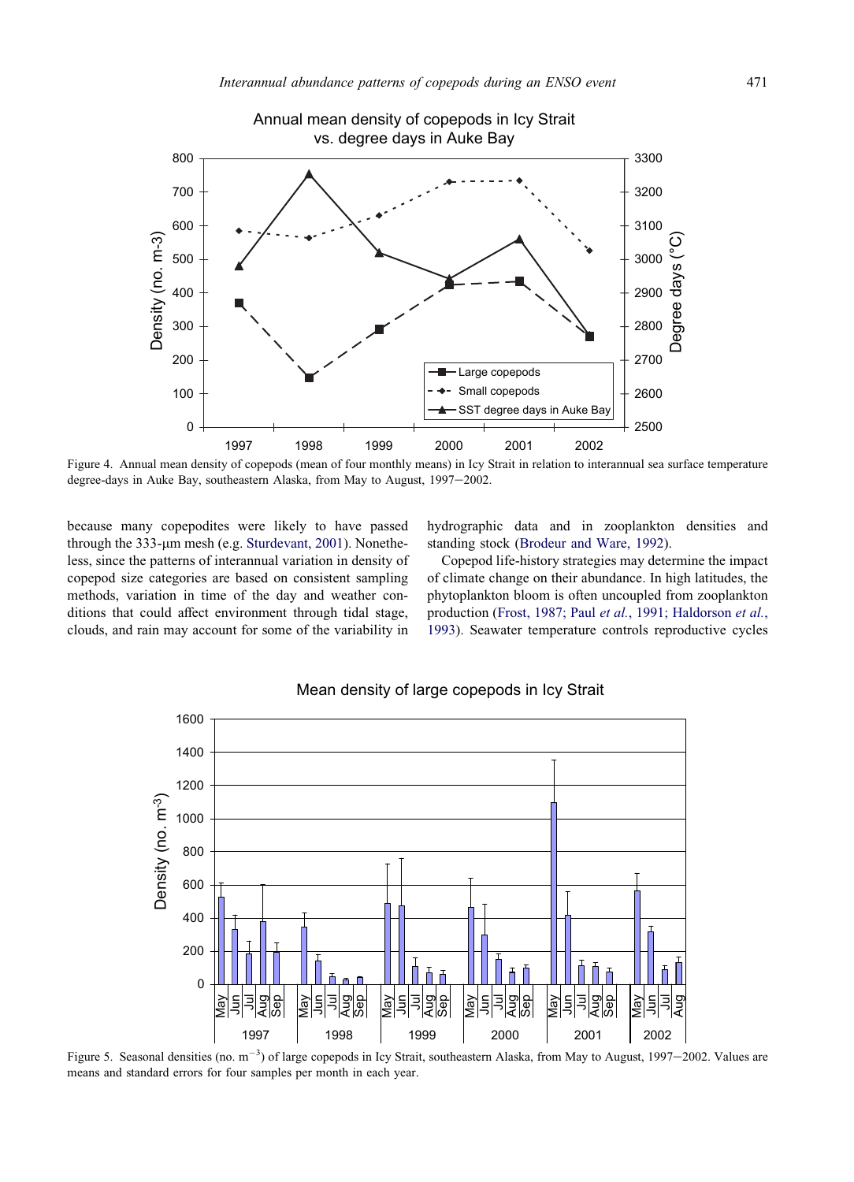Figure 4. Annual mean density of copepods (mean of four monthly means) in Icy Strait in relation to interannual sea surface temperature degree-days in Auke Bay, southeastern Alaska, from May to August, 1997−2002.

because many copepodites were likely to have passed through the 333-μm mesh (e.g. Sturdevant, 2001). Nonetheless, since the patterns of interannual variation in density of copepod size categories are based on consistent sampling methods, variation in time of the day and weather conditions that could affect environment through tidal stage, clouds, and rain may account for some of the variability in hydrographic data and in zooplankton densities and standing stock (Brodeur and Ware, 1992).

Copepod life-history strategies may determine the impact of climate change on their abundance. In high latitudes, the phytoplankton bloom is often uncoupled from zooplankton production (Frost, 1987; Paul *et al.*, 1991; Haldorson *et al.*, 1993). Seawater temperature controls reproductive cycles

Figure 5. Seasonal densities (no. $m^{-3}$) of large copepods in Icy Strait, southeastern Alaska, from May to August, 1997−2002. Values are means and standard errors for four samples per month in each year.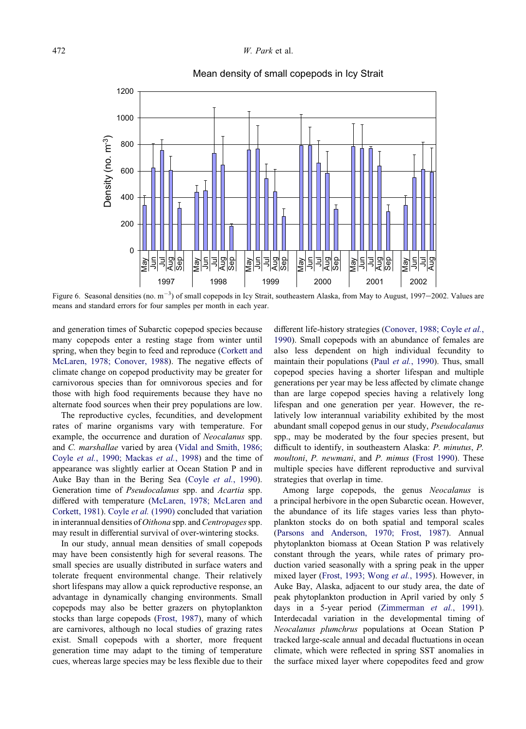Figure 6. Seasonal densities (no. $m^{-3}$) of small copepods in Icy Strait, southeastern Alaska, from May to August, 1997−2002. Values are means and standard errors for four samples per month in each year.

and generation times of Subarctic copepod species because many copepods enter a resting stage from winter until spring, when they begin to feed and reproduce (Corkett and McLaren, 1978; Conover, 1988). The negative effects of climate change on copepod productivity may be greater for carnivorous species than for omnivorous species and for those with high food requirements because they have no alternate food sources when their prey populations are low.

The reproductive cycles, fecundities, and development rates of marine organisms vary with temperature. For example, the occurrence and duration of *Neocalanus* spp. and *C. marshallae* varied by area (Vidal and Smith, 1986; Coyle *et al.*, 1990; Mackas *et al.*, 1998) and the time of appearance was slightly earlier at Ocean Station P and in Auke Bay than in the Bering Sea (Coyle *et al.*, 1990). Generation time of *Pseudocalanus* spp. and *Acartia* spp. differed with temperature (McLaren, 1978; McLaren and Corkett, 1981). Coyle *et al.* (1990) concluded that variation in interannual densities of *Oithona* spp. and *Centropages* spp. may result in differential survival of over-wintering stocks.

In our study, annual mean densities of small copepods may have been consistently high for several reasons. The small species are usually distributed in surface waters and tolerate frequent environmental change. Their relatively short lifespans may allow a quick reproductive response, an advantage in dynamically changing environments. Small copepods may also be better grazers on phytoplankton stocks than large copepods (Frost, 1987), many of which are carnivores, although no local studies of grazing rates exist. Small copepods with a shorter, more frequent generation time may adapt to the timing of temperature cues, whereas large species may be less flexible due to their different life-history strategies (Conover, 1988; Coyle *et al.*, 1990). Small copepods with an abundance of females are also less dependent on high individual fecundity to maintain their populations (Paul *et al.*, 1990). Thus, small copepod species having a shorter lifespan and multiple generations per year may be less affected by climate change than are large copepod species having a relatively long lifespan and one generation per year. However, the relatively low interannual variability exhibited by the most abundant small copepod genus in our study, *Pseudocalanus* spp., may be moderated by the four species present, but difficult to identify, in southeastern Alaska: *P. minutus*, *P. moultoni*, *P. newmani*, and *P. mimus* (Frost 1990). These multiple species have different reproductive and survival strategies that overlap in time.

Among large copepods, the genus *Neocalanus* is a principal herbivore in the open Subarctic ocean. However, the abundance of its life stages varies less than phytoplankton stocks do on both spatial and temporal scales (Parsons and Anderson, 1970; Frost, 1987). Annual phytoplankton biomass at Ocean Station P was relatively constant through the years, while rates of primary production varied seasonally with a spring peak in the upper mixed layer (Frost, 1993; Wong *et al.*, 1995). However, in Auke Bay, Alaska, adjacent to our study area, the date of peak phytoplankton production in April varied by only 5 days in a 5-year period (Zimmerman *et al.*, 1991). Interdecadal variation in the developmental timing of *Neocalanus plumchrus* populations at Ocean Station P tracked large-scale annual and decadal fluctuations in ocean climate, which were reflected in spring SST anomalies in the surface mixed layer where copepodites feed and grow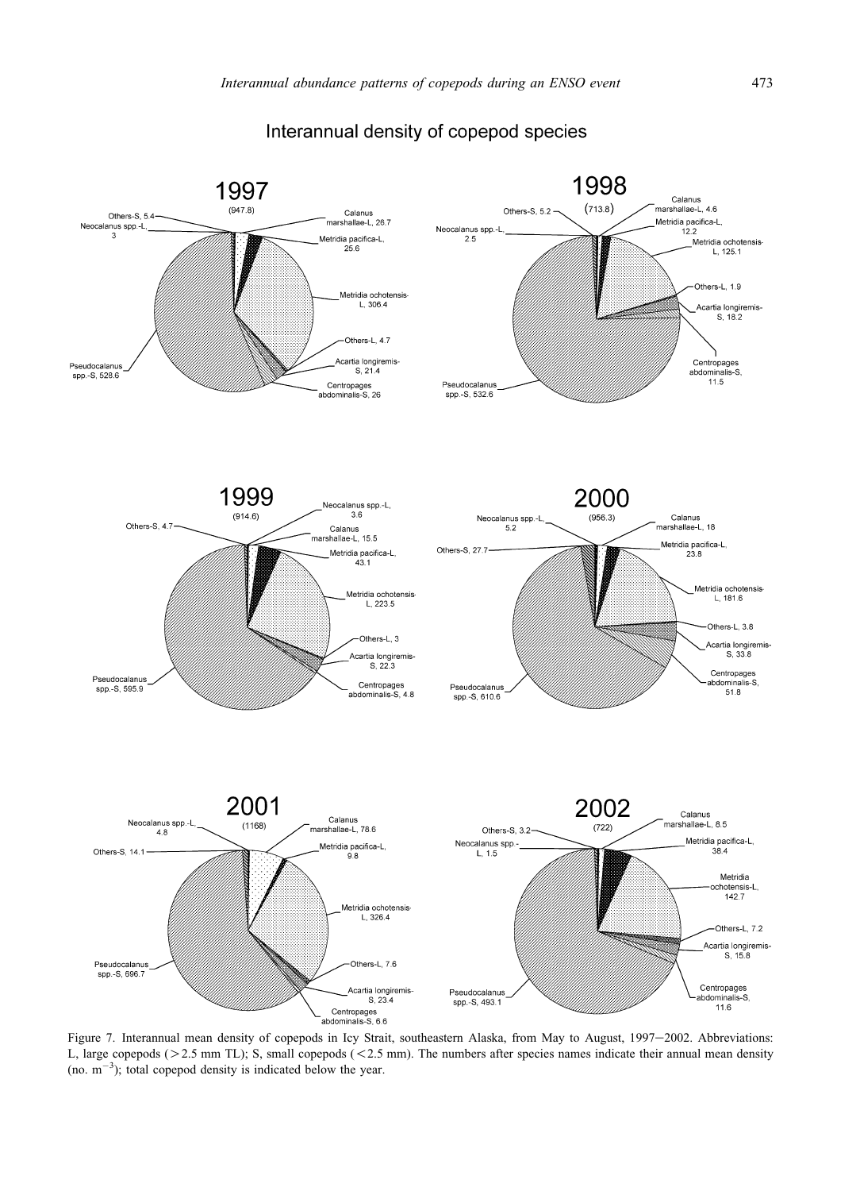Figure 7. Interannual mean density of copepods in Icy Strait, southeastern Alaska, from May to August, 1997–2002. Abbreviations: L, large copepods (>2.5 mm TL); S, small copepods (<2.5 mm). The numbers after species names indicate their annual mean density (no. $m^{-3}$); total copepod density is indicated below the year.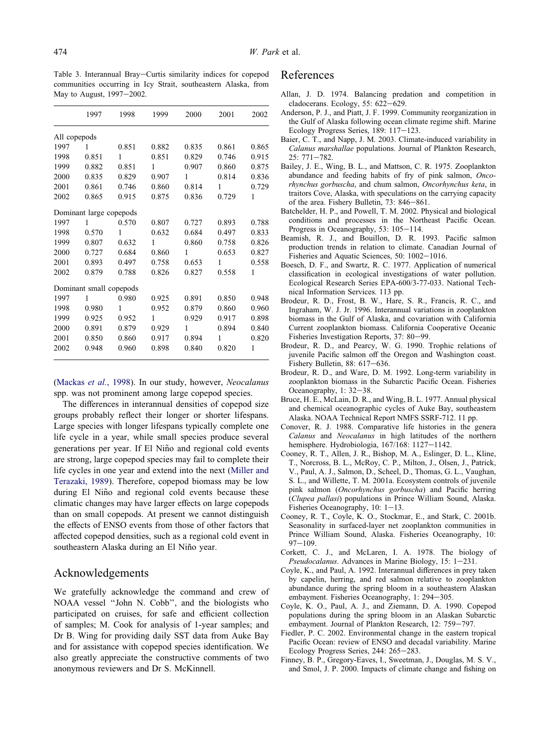Table 3. Interannual Bray–Curtis similarity indices for copepod communities occurring in Icy Strait, southeastern Alaska, from May to August, 1997–2002.

| | 1997 | 1998 | 1999 | 2000 | 2001 | 2002 |
|---|---|---|---|---|---|---|
| All copepods | | | | | | |
| 1997 | 1 | 0.851 | 0.882 | 0.835 | 0.861 | 0.865 |
| 1998 | 0.851 | 1 | 0.851 | 0.829 | 0.746 | 0.915 |
| 1999 | 0.882 | 0.851 | 1 | 0.907 | 0.860 | 0.875 |
| 2000 | 0.835 | 0.829 | 0.907 | 1 | 0.814 | 0.836 |
| 2001 | 0.861 | 0.746 | 0.860 | 0.814 | 1 | 0.729 |
| 2002 | 0.865 | 0.915 | 0.875 | 0.836 | 0.729 | 1 |
| Dominant large copepods | | | | | | |
| 1997 | 1 | 0.570 | 0.807 | 0.727 | 0.893 | 0.788 |
| 1998 | 0.570 | 1 | 0.632 | 0.684 | 0.497 | 0.833 |
| 1999 | 0.807 | 0.632 | 1 | 0.860 | 0.758 | 0.826 |
| 2000 | 0.727 | 0.684 | 0.860 | 1 | 0.653 | 0.827 |
| 2001 | 0.893 | 0.497 | 0.758 | 0.653 | 1 | 0.558 |
| 2002 | 0.879 | 0.788 | 0.826 | 0.827 | 0.558 | 1 |
| Dominant small copepods | | | | | | |
| 1997 | 1 | 0.980 | 0.925 | 0.891 | 0.850 | 0.948 |
| 1998 | 0.980 | 1 | 0.952 | 0.879 | 0.860 | 0.960 |
| 1999 | 0.925 | 0.952 | 1 | 0.929 | 0.917 | 0.898 |
| 2000 | 0.891 | 0.879 | 0.929 | 1 | 0.894 | 0.840 |
| 2001 | 0.850 | 0.860 | 0.917 | 0.894 | 1 | 0.820 |
| 2002 | 0.948 | 0.960 | 0.898 | 0.840 | 0.820 | 1 |

(Mackas *et al.*, 1998). In our study, however, *Neocalanus* spp. was not prominent among large copepod species.

The differences in interannual densities of copepod size groups probably reflect their longer or shorter lifespans. Large species with longer lifespans typically complete one life cycle in a year, while small species produce several generations per year. If El Niño and regional cold events are strong, large copepod species may fail to complete their life cycles in one year and extend into the next (Miller and Terazaki, 1989). Therefore, copepod biomass may be low during El Niño and regional cold events because these climatic changes may have larger effects on large copepods than on small copepods. At present we cannot distinguish the effects of ENSO events from those of other factors that affected copepod densities, such as a regional cold event in southeastern Alaska during an El Niño year.

## Acknowledgements

We gratefully acknowledge the command and crew of NOAA vessel "John N. Cobb", and the biologists who participated on cruises, for safe and efficient collection of samples; M. Cook for analysis of 1-year samples; and Dr B. Wing for providing daily SST data from Auke Bay and for assistance with copepod species identification. We also greatly appreciate the constructive comments of two anonymous reviewers and Dr S. McKinnell.

## References

Allan, J. D. 1974. Balancing predation and competition in cladocerans. Ecology, 55: 622–629.

Anderson, P. J., and Piatt, J. F. 1999. Community reorganization in the Gulf of Alaska following ocean climate regime shift. Marine Ecology Progress Series, 189: 117–123.

Baier, C. T., and Napp, J. M. 2003. Climate-induced variability in *Calanus marshallae* populations. Journal of Plankton Research, 25: 771–782.

Bailey, J. E., Wing, B. L., and Mattson, C. R. 1975. Zooplankton abundance and feeding habits of fry of pink salmon, *Oncorhynchus gorbuscha*, and chum salmon, *Oncorhynchus keta*, in traitors Cove, Alaska, with speculations on the carrying capacity of the area. Fishery Bulletin, 73: 846–861.

Batchelder, H. P., and Powell, T. M. 2002. Physical and biological conditions and processes in the Northeast Pacific Ocean. Progress in Oceanography, 53: 105–114.

Beamish, R. J., and Bouillon, D. R. 1993. Pacific salmon production trends in relation to climate. Canadian Journal of Fisheries and Aquatic Sciences, 50: 1002–1016.

Boesch, D. F., and Swartz, R. C. 1977. Application of numerical classification in ecological investigations of water pollution. Ecological Research Series EPA-600/3-77-033. National Technical Information Services. 113 pp.

Brodeur, R. D., Frost, B. W., Hare, S. R., Francis, R. C., and Ingraham, W. J. Jr. 1996. Interannual variations in zooplankton biomass in the Gulf of Alaska, and covariation with California Current zooplankton biomass. California Cooperative Oceanic Fisheries Investigation Reports, 37: 80–99.

Brodeur, R. D., and Pearcy, W. G. 1990. Trophic relations of juvenile Pacific salmon off the Oregon and Washington coast. Fishery Bulletin, 88: 617–636.

Brodeur, R. D., and Ware, D. M. 1992. Long-term variability in zooplankton biomass in the Subarctic Pacific Ocean. Fisheries Oceanography, 1: 32–38.

Bruce, H. E., McLain, D. R., and Wing, B. L. 1977. Annual physical and chemical oceanographic cycles of Auke Bay, southeastern Alaska. NOAA Technical Report NMFS SSRF-712. 11 pp.

Conover, R. J. 1988. Comparative life histories in the genera *Calanus* and *Neocalanus* in high latitudes of the northern hemisphere. Hydrobiologia, 167/168: 1127–1142.

Cooney, R. T., Allen, J. R., Bishop, M. A., Eslinger, D. L., Kline, T., Norcross, B. L., McRoy, C. P., Milton, J., Olsen, J., Patrick, V., Paul, A. J., Salmon, D., Scheel, D., Thomas, G. L., Vaughan, S. L., and Willette, T. M. 2001a. Ecosystem controls of juvenile pink salmon (*Oncorhynchus gorbuscha*) and Pacific herring (*Clupea pallasi*) populations in Prince William Sound, Alaska. Fisheries Oceanography, 10: 1–13.

Cooney, R. T., Coyle, K. O., Stockmar, E., and Stark, C. 2001b. Seasonality in surfaced-layer net zooplankton communities in Prince William Sound, Alaska. Fisheries Oceanography, 10: 97–109.

Corkett, C. J., and McLaren, I. A. 1978. The biology of *Pseudocalanus*. Advances in Marine Biology, 15: 1–231.

Coyle, K., and Paul, A. 1992. Interannual differences in prey taken by capelin, herring, and red salmon relative to zooplankton abundance during the spring bloom in a southeastern Alaskan embayment. Fisheries Oceanography, 1: 294–305.

Coyle, K. O., Paul, A. J., and Ziemann, D. A. 1990. Copepod populations during the spring bloom in an Alaskan Subarctic embayment. Journal of Plankton Research, 12: 759–797.

Fiedler, P. C. 2002. Environmental change in the eastern tropical Pacific Ocean: review of ENSO and decadal variability. Marine Ecology Progress Series, 244: 265–283.

Finney, B. P., Gregory-Eaves, I., Sweetman, J., Douglas, M. S. V., and Smol, J. P. 2000. Impacts of climate change and fishing on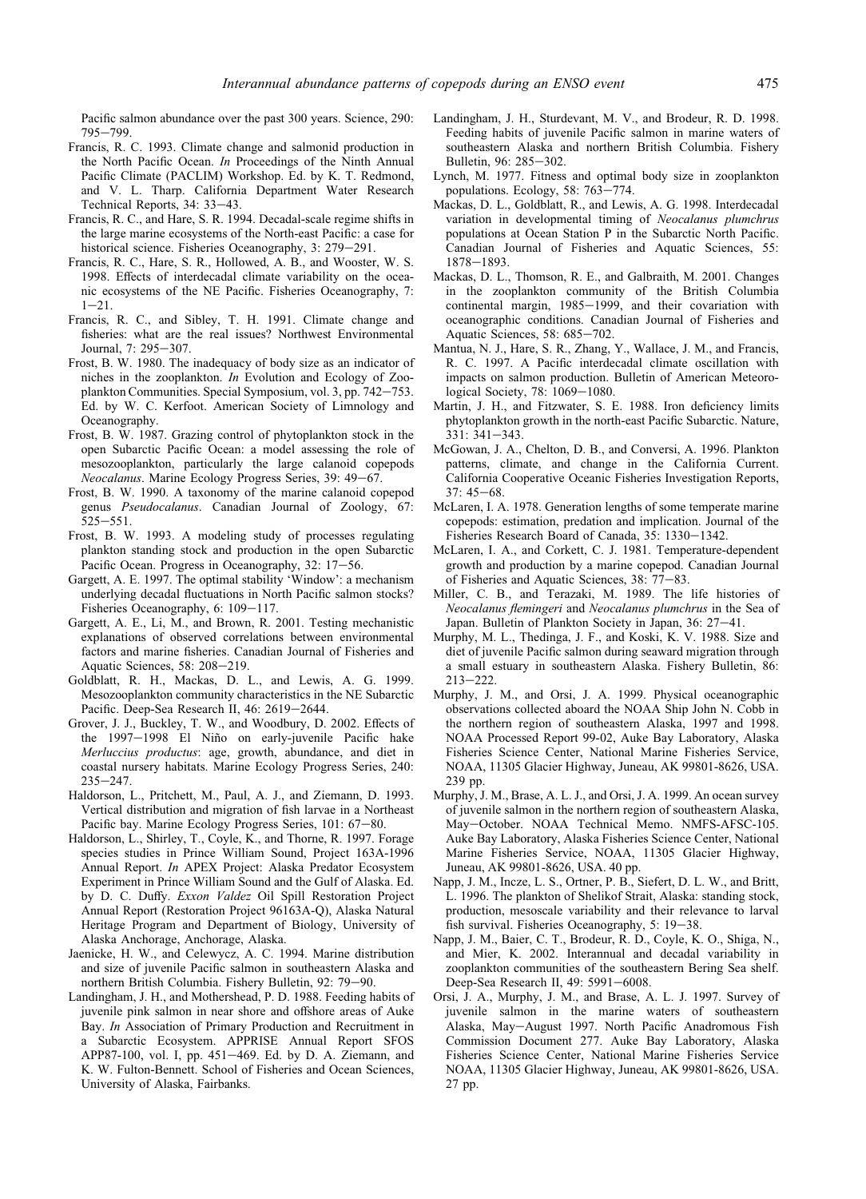Pacific salmon abundance over the past 300 years. Science, 290: 795–799.

Francis, R. C. 1993. Climate change and salmonid production in the North Pacific Ocean. *In* Proceedings of the Ninth Annual Pacific Climate (PACLIM) Workshop. Ed. by K. T. Redmond, and V. L. Tharp. California Department Water Research Technical Reports, 34: 33–43.

Francis, R. C., and Hare, S. R. 1994. Decadal-scale regime shifts in the large marine ecosystems of the North-east Pacific: a case for historical science. Fisheries Oceanography, 3: 279–291.

Francis, R. C., Hare, S. R., Hollowed, A. B., and Wooster, W. S. 1998. Effects of interdecadal climate variability on the oceanic ecosystems of the NE Pacific. Fisheries Oceanography, 7: 1–21.

Francis, R. C., and Sibley, T. H. 1991. Climate change and fisheries: what are the real issues? Northwest Environmental Journal, 7: 295–307.

Frost, B. W. 1980. The inadequacy of body size as an indicator of niches in the zooplankton. *In* Evolution and Ecology of Zooplankton Communities. Special Symposium, vol. 3, pp. 742–753. Ed. by W. C. Kerfoot. American Society of Limnology and Oceanography.

Frost, B. W. 1987. Grazing control of phytoplankton stock in the open Subarctic Pacific Ocean: a model assessing the role of mesozooplankton, particularly the large calanoid copepods *Neocalanus*. Marine Ecology Progress Series, 39: 49–67.

Frost, B. W. 1990. A taxonomy of the marine calanoid copepod genus *Pseudocalanus*. Canadian Journal of Zoology, 67: 525–551.

Frost, B. W. 1993. A modeling study of processes regulating plankton standing stock and production in the open Subarctic Pacific Ocean. Progress in Oceanography, 32: 17–56.

Gargett, A. E. 1997. The optimal stability 'Window': a mechanism underlying decadal fluctuations in North Pacific salmon stocks? Fisheries Oceanography, 6: 109–117.

Gargett, A. E., Li, M., and Brown, R. 2001. Testing mechanistic explanations of observed correlations between environmental factors and marine fisheries. Canadian Journal of Fisheries and Aquatic Sciences, 58: 208–219.

Goldblatt, R. H., Mackas, D. L., and Lewis, A. G. 1999. Mesozooplankton community characteristics in the NE Subarctic Pacific. Deep-Sea Research II, 46: 2619–2644.

Grover, J. J., Buckley, T. W., and Woodbury, D. 2002. Effects of the 1997–1998 El Niño on early-juvenile Pacific hake *Merluccius productus*: age, growth, abundance, and diet in coastal nursery habitats. Marine Ecology Progress Series, 240: 235–247.

Haldorson, L., Pritchett, M., Paul, A. J., and Ziemann, D. 1993. Vertical distribution and migration of fish larvae in a Northeast Pacific bay. Marine Ecology Progress Series, 101: 67–80.

Haldorson, L., Shirley, T., Coyle, K., and Thorne, R. 1997. Forage species studies in Prince William Sound, Project 163A-1996 Annual Report. *In* APEX Project: Alaska Predator Ecosystem Experiment in Prince William Sound and the Gulf of Alaska. Ed. by D. C. Duffy. *Exxon Valdez* Oil Spill Restoration Project Annual Report (Restoration Project 96163A-Q), Alaska Natural Heritage Program and Department of Biology, University of Alaska Anchorage, Anchorage, Alaska.

Jaenicke, H. W., and Celewycz, A. C. 1994. Marine distribution and size of juvenile Pacific salmon in southeastern Alaska and northern British Columbia. Fishery Bulletin, 92: 79–90.

Landingham, J. H., and Mothershead, P. D. 1988. Feeding habits of juvenile pink salmon in near shore and offshore areas of Auke Bay. *In* Association of Primary Production and Recruitment in a Subarctic Ecosystem. APPRISE Annual Report SFOS APP87-100, vol. I, pp. 451–469. Ed. by D. A. Ziemann, and K. W. Fulton-Bennett. School of Fisheries and Ocean Sciences, University of Alaska, Fairbanks.

Landingham, J. H., Sturdevant, M. V., and Brodeur, R. D. 1998. Feeding habits of juvenile Pacific salmon in marine waters of southeastern Alaska and northern British Columbia. Fishery Bulletin, 96: 285–302.

Lynch, M. 1977. Fitness and optimal body size in zooplankton populations. Ecology, 58: 763–774.

Mackas, D. L., Goldblatt, R., and Lewis, A. G. 1998. Interdecadal variation in developmental timing of *Neocalanus plumchrus* populations at Ocean Station P in the Subarctic North Pacific. Canadian Journal of Fisheries and Aquatic Sciences, 55: 1878–1893.

Mackas, D. L., Thomson, R. E., and Galbraith, M. 2001. Changes in the zooplankton community of the British Columbia continental margin, 1985–1999, and their covariation with oceanographic conditions. Canadian Journal of Fisheries and Aquatic Sciences, 58: 685–702.

Mantua, N. J., Hare, S. R., Zhang, Y., Wallace, J. M., and Francis, R. C. 1997. A Pacific interdecadal climate oscillation with impacts on salmon production. Bulletin of American Meteorological Society, 78: 1069–1080.

Martin, J. H., and Fitzwater, S. E. 1988. Iron deficiency limits phytoplankton growth in the north-east Pacific Subarctic. Nature, 331: 341–343.

McGowan, J. A., Chelton, D. B., and Conversi, A. 1996. Plankton patterns, climate, and change in the California Current. California Cooperative Oceanic Fisheries Investigation Reports, 37: 45–68.

McLaren, I. A. 1978. Generation lengths of some temperate marine copepods: estimation, predation and implication. Journal of the Fisheries Research Board of Canada, 35: 1330–1342.

McLaren, I. A., and Corkett, C. J. 1981. Temperature-dependent growth and production by a marine copepod. Canadian Journal of Fisheries and Aquatic Sciences, 38: 77–83.

Miller, C. B., and Terazaki, M. 1989. The life histories of *Neocalanus flemingeri* and *Neocalanus plumchrus* in the Sea of Japan. Bulletin of Plankton Society in Japan, 36: 27–41.

Murphy, M. L., Thedinga, J. F., and Koski, K. V. 1988. Size and diet of juvenile Pacific salmon during seaward migration through a small estuary in southeastern Alaska. Fishery Bulletin, 86: 213–222.

Murphy, J. M., and Orsi, J. A. 1999. Physical oceanographic observations collected aboard the NOAA Ship John N. Cobb in the northern region of southeastern Alaska, 1997 and 1998. NOAA Processed Report 99-02, Auke Bay Laboratory, Alaska Fisheries Science Center, National Marine Fisheries Service, NOAA, 11305 Glacier Highway, Juneau, AK 99801-8626, USA. 239 pp.

Murphy, J. M., Brase, A. L. J., and Orsi, J. A. 1999. An ocean survey of juvenile salmon in the northern region of southeastern Alaska, May–October. NOAA Technical Memo. NMFS-AFSC-105. Auke Bay Laboratory, Alaska Fisheries Science Center, National Marine Fisheries Service, NOAA, 11305 Glacier Highway, Juneau, AK 99801-8626, USA. 40 pp.

Napp, J. M., Incze, L. S., Ortner, P. B., Siefert, D. L. W., and Britt, L. 1996. The plankton of Shelikof Strait, Alaska: standing stock, production, mesoscale variability and their relevance to larval fish survival. Fisheries Oceanography, 5: 19–38.

Napp, J. M., Baier, C. T., Brodeur, R. D., Coyle, K. O., Shiga, N., and Mier, K. 2002. Interannual and decadal variability in zooplankton communities of the southeastern Bering Sea shelf. Deep-Sea Research II, 49: 5991–6008.

Orsi, J. A., Murphy, J. M., and Brase, A. L. J. 1997. Survey of juvenile salmon in the marine waters of southeastern Alaska, May–August 1997. North Pacific Anadromous Fish Commission Document 277. Auke Bay Laboratory, Alaska Fisheries Science Center, National Marine Fisheries Service NOAA, 11305 Glacier Highway, Juneau, AK 99801-8626, USA. 27 pp.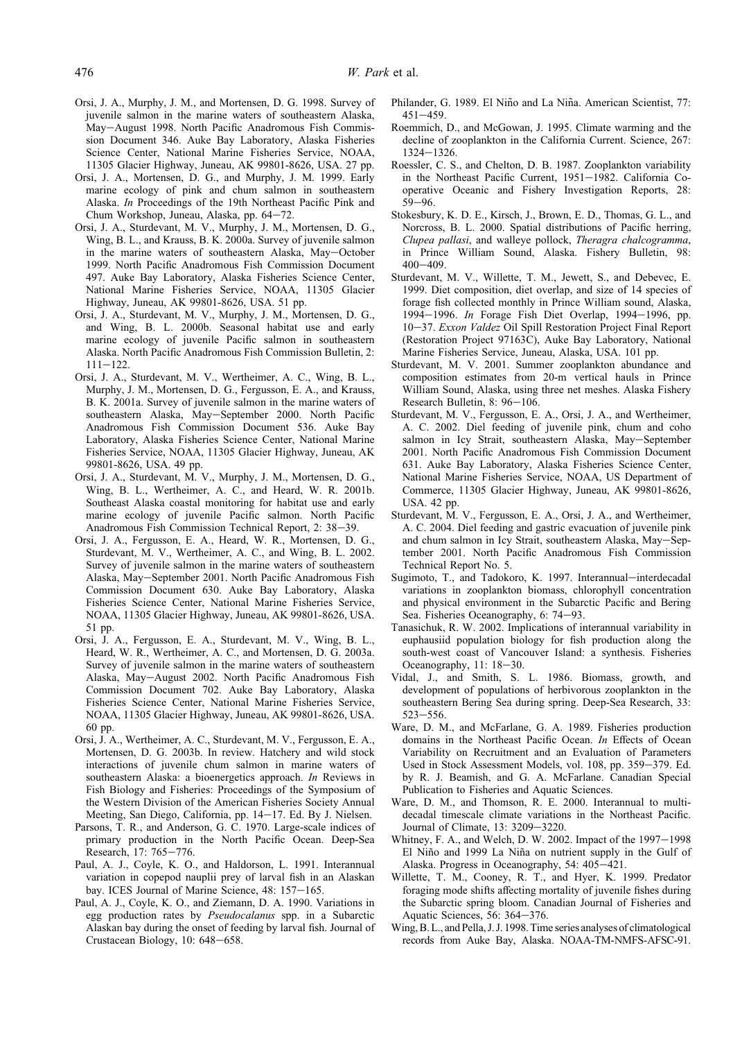Orsi, J. A., Murphy, J. M., and Mortensen, D. G. 1998. Survey of juvenile salmon in the marine waters of southeastern Alaska, May–August 1998. North Pacific Anadromous Fish Commission Document 346. Auke Bay Laboratory, Alaska Fisheries Science Center, National Marine Fisheries Service, NOAA, 11305 Glacier Highway, Juneau, AK 99801-8626, USA. 27 pp.

Orsi, J. A., Mortensen, D. G., and Murphy, J. M. 1999. Early marine ecology of pink and chum salmon in southeastern Alaska. *In* Proceedings of the 19th Northeast Pacific Pink and Chum Workshop, Juneau, Alaska, pp. 64–72.

Orsi, J. A., Sturdevant, M. V., Murphy, J. M., Mortensen, D. G., Wing, B. L., and Krauss, B. K. 2000a. Survey of juvenile salmon in the marine waters of southeastern Alaska, May–October 1999. North Pacific Anadromous Fish Commission Document 497. Auke Bay Laboratory, Alaska Fisheries Science Center, National Marine Fisheries Service, NOAA, 11305 Glacier Highway, Juneau, AK 99801-8626, USA. 51 pp.

Orsi, J. A., Sturdevant, M. V., Murphy, J. M., Mortensen, D. G., and Wing, B. L. 2000b. Seasonal habitat use and early marine ecology of juvenile Pacific salmon in southeastern Alaska. North Pacific Anadromous Fish Commission Bulletin, 2: 111–122.

Orsi, J. A., Sturdevant, M. V., Wertheimer, A. C., Wing, B. L., Murphy, J. M., Mortensen, D. G., Fergusson, E. A., and Krauss, B. K. 2001a. Survey of juvenile salmon in the marine waters of southeastern Alaska, May–September 2000. North Pacific Anadromous Fish Commission Document 536. Auke Bay Laboratory, Alaska Fisheries Science Center, National Marine Fisheries Service, NOAA, 11305 Glacier Highway, Juneau, AK 99801-8626, USA. 49 pp.

Orsi, J. A., Sturdevant, M. V., Murphy, J. M., Mortensen, D. G., Wing, B. L., Wertheimer, A. C., and Heard, W. R. 2001b. Southeast Alaska coastal monitoring for habitat use and early marine ecology of juvenile Pacific salmon. North Pacific Anadromous Fish Commission Technical Report, 2: 38–39.

Orsi, J. A., Fergusson, E. A., Heard, W. R., Mortensen, D. G., Sturdevant, M. V., Wertheimer, A. C., and Wing, B. L. 2002. Survey of juvenile salmon in the marine waters of southeastern Alaska, May–September 2001. North Pacific Anadromous Fish Commission Document 630. Auke Bay Laboratory, Alaska Fisheries Science Center, National Marine Fisheries Service, NOAA, 11305 Glacier Highway, Juneau, AK 99801-8626, USA. 51 pp.

Orsi, J. A., Fergusson, E. A., Sturdevant, M. V., Wing, B. L., Heard, W. R., Wertheimer, A. C., and Mortensen, D. G. 2003a. Survey of juvenile salmon in the marine waters of southeastern Alaska, May–August 2002. North Pacific Anadromous Fish Commission Document 702. Auke Bay Laboratory, Alaska Fisheries Science Center, National Marine Fisheries Service, NOAA, 11305 Glacier Highway, Juneau, AK 99801-8626, USA. 60 pp.

Orsi, J. A., Wertheimer, A. C., Sturdevant, M. V., Fergusson, E. A., Mortensen, D. G. 2003b. In review. Hatchery and wild stock interactions of juvenile chum salmon in marine waters of southeastern Alaska: a bioenergetics approach. *In* Reviews in Fish Biology and Fisheries: Proceedings of the Symposium of the Western Division of the American Fisheries Society Annual Meeting, San Diego, California, pp. 14–17. Ed. By J. Nielsen.

Parsons, T. R., and Anderson, G. C. 1970. Large-scale indices of primary production in the North Pacific Ocean. Deep-Sea Research, 17: 765–776.

Paul, A. J., Coyle, K. O., and Haldorson, L. 1991. Interannual variation in copepod nauplii prey of larval fish in an Alaskan bay. ICES Journal of Marine Science, 48: 157–165.

Paul, A. J., Coyle, K. O., and Ziemann, D. A. 1990. Variations in egg production rates by *Pseudocalanus* spp. in a Subarctic Alaskan bay during the onset of feeding by larval fish. Journal of Crustacean Biology, 10: 648–658.

Philander, G. 1989. El Niño and La Niña. American Scientist, 77: 451–459.

Roemmich, D., and McGowan, J. 1995. Climate warming and the decline of zooplankton in the California Current. Science, 267: 1324–1326.

Roessler, C. S., and Chelton, D. B. 1987. Zooplankton variability in the Northeast Pacific Current, 1951–1982. California Cooperative Oceanic and Fishery Investigation Reports, 28: 59–96.

Stokesbury, K. D. E., Kirsch, J., Brown, E. D., Thomas, G. L., and Norcross, B. L. 2000. Spatial distributions of Pacific herring, *Clupea pallasi*, and walleye pollock, *Theragra chalcogramma*, in Prince William Sound, Alaska. Fishery Bulletin, 98: 400–409.

Sturdevant, M. V., Willette, T. M., Jewett, S., and Debevec, E. 1999. Diet composition, diet overlap, and size of 14 species of forage fish collected monthly in Prince William sound, Alaska, 1994–1996. *In* Forage Fish Diet Overlap, 1994–1996, pp. 10–37. *Exxon Valdez* Oil Spill Restoration Project Final Report (Restoration Project 97163C), Auke Bay Laboratory, National Marine Fisheries Service, Juneau, Alaska, USA. 101 pp.

Sturdevant, M. V. 2001. Summer zooplankton abundance and composition estimates from 20-m vertical hauls in Prince William Sound, Alaska, using three net meshes. Alaska Fishery Research Bulletin, 8: 96–106.

Sturdevant, M. V., Fergusson, E. A., Orsi, J. A., and Wertheimer, A. C. 2002. Diel feeding of juvenile pink, chum and coho salmon in Icy Strait, southeastern Alaska, May–September 2001. North Pacific Anadromous Fish Commission Document 631. Auke Bay Laboratory, Alaska Fisheries Science Center, National Marine Fisheries Service, NOAA, US Department of Commerce, 11305 Glacier Highway, Juneau, AK 99801-8626, USA. 42 pp.

Sturdevant, M. V., Fergusson, E. A., Orsi, J. A., and Wertheimer, A. C. 2004. Diel feeding and gastric evacuation of juvenile pink and chum salmon in Icy Strait, southeastern Alaska, May–September 2001. North Pacific Anadromous Fish Commission Technical Report No. 5.

Sugimoto, T., and Tadokoro, K. 1997. Interannual–interdecadal variations in zooplankton biomass, chlorophyll concentration and physical environment in the Subarctic Pacific and Bering Sea. Fisheries Oceanography, 6: 74–93.

Tanasichuk, R. W. 2002. Implications of interannual variability in euphausiid population biology for fish production along the south-west coast of Vancouver Island: a synthesis. Fisheries Oceanography, 11: 18–30.

Vidal, J., and Smith, S. L. 1986. Biomass, growth, and development of populations of herbivorous zooplankton in the southeastern Bering Sea during spring. Deep-Sea Research, 33: 523–556.

Ware, D. M., and McFarlane, G. A. 1989. Fisheries production domains in the Northeast Pacific Ocean. *In* Effects of Ocean Variability on Recruitment and an Evaluation of Parameters Used in Stock Assessment Models, vol. 108, pp. 359–379. Ed. by R. J. Beamish, and G. A. McFarlane. Canadian Special Publication to Fisheries and Aquatic Sciences.

Ware, D. M., and Thomson, R. E. 2000. Interannual to multidecadal timescale climate variations in the Northeast Pacific. Journal of Climate, 13: 3209–3220.

Whitney, F. A., and Welch, D. W. 2002. Impact of the 1997–1998 El Niño and 1999 La Niña on nutrient supply in the Gulf of Alaska. Progress in Oceanography, 54: 405–421.

Willette, T. M., Cooney, R. T., and Hyer, K. 1999. Predator foraging mode shifts affecting mortality of juvenile fishes during the Subarctic spring bloom. Canadian Journal of Fisheries and Aquatic Sciences, 56: 364–376.

Wing, B. L., and Pella, J. J. 1998. Time series analyses of climatological records from Auke Bay, Alaska. NOAA-TM-NMFS-AFSC-91.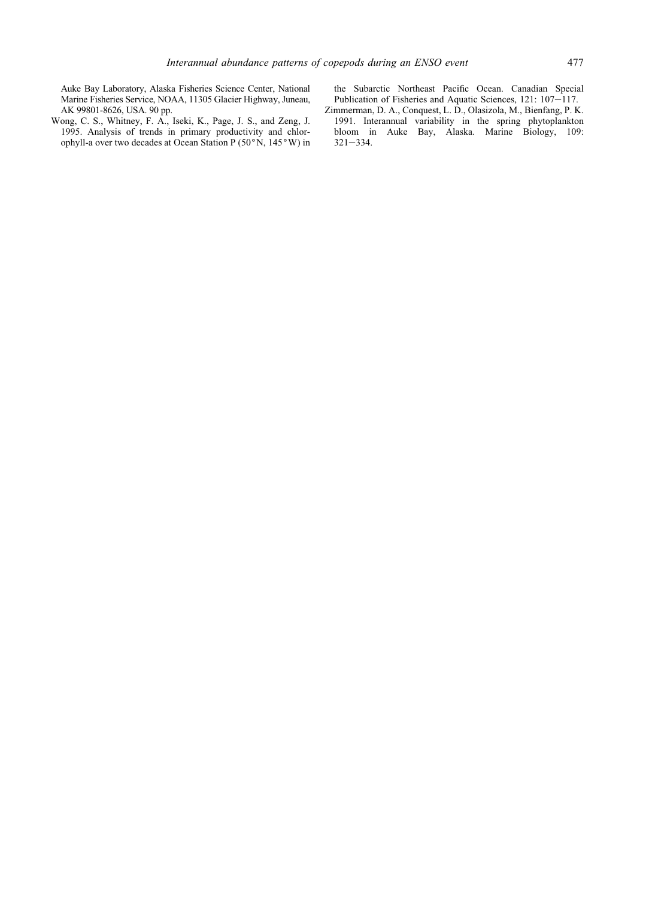Auke Bay Laboratory, Alaska Fisheries Science Center, National Marine Fisheries Service, NOAA, 11305 Glacier Highway, Juneau, AK 99801-8626, USA. 90 pp.

Wong, C. S., Whitney, F. A., Iseki, K., Page, J. S., and Zeng, J. 1995. Analysis of trends in primary productivity and chlorophyll-a over two decades at Ocean Station P (50°N, 145°W) in the Subarctic Northeast Pacific Ocean. Canadian Special Publication of Fisheries and Aquatic Sciences, 121: 107–117.

Zimmerman, D. A., Conquest, L. D., Olasizola, M., Bienfang, P. K. 1991. Interannual variability in the spring phytoplankton bloom in Auke Bay, Alaska. Marine Biology, 109: 321–334.